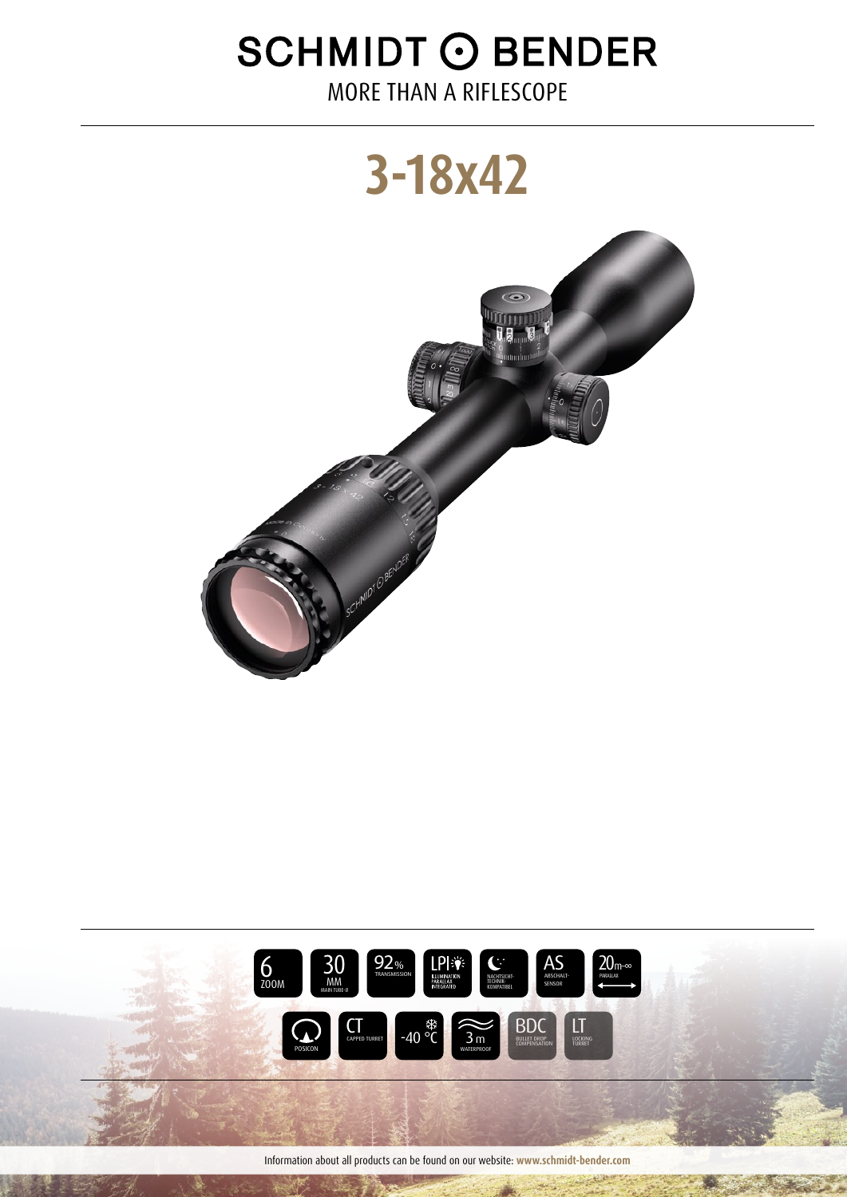# SCHMIDT ⊙ BENDER

MORE THAN A RIFLESCOPE

# 3-18x42

- 6 ZOOM
- 30 MM MAIN TUBE-Ø
- 92% TRANSMISSION
- LPI ILLUMINATION PARALLAX INTEGRATED
- NACHTSICHT-TECHNIK-KOMPATIBEL
- AS ABSCHALT-SENSOR
- 20m-∞ PARALLAX
- POSICON
- CT CAPPED TURRET
- -40 °C
- 3 m WATERPROOF
- BDC BULLET DROP COMPENSATION
- LT LOCKING TURRET

Information about all products can be found on our website: **www.schmidt-bender.com**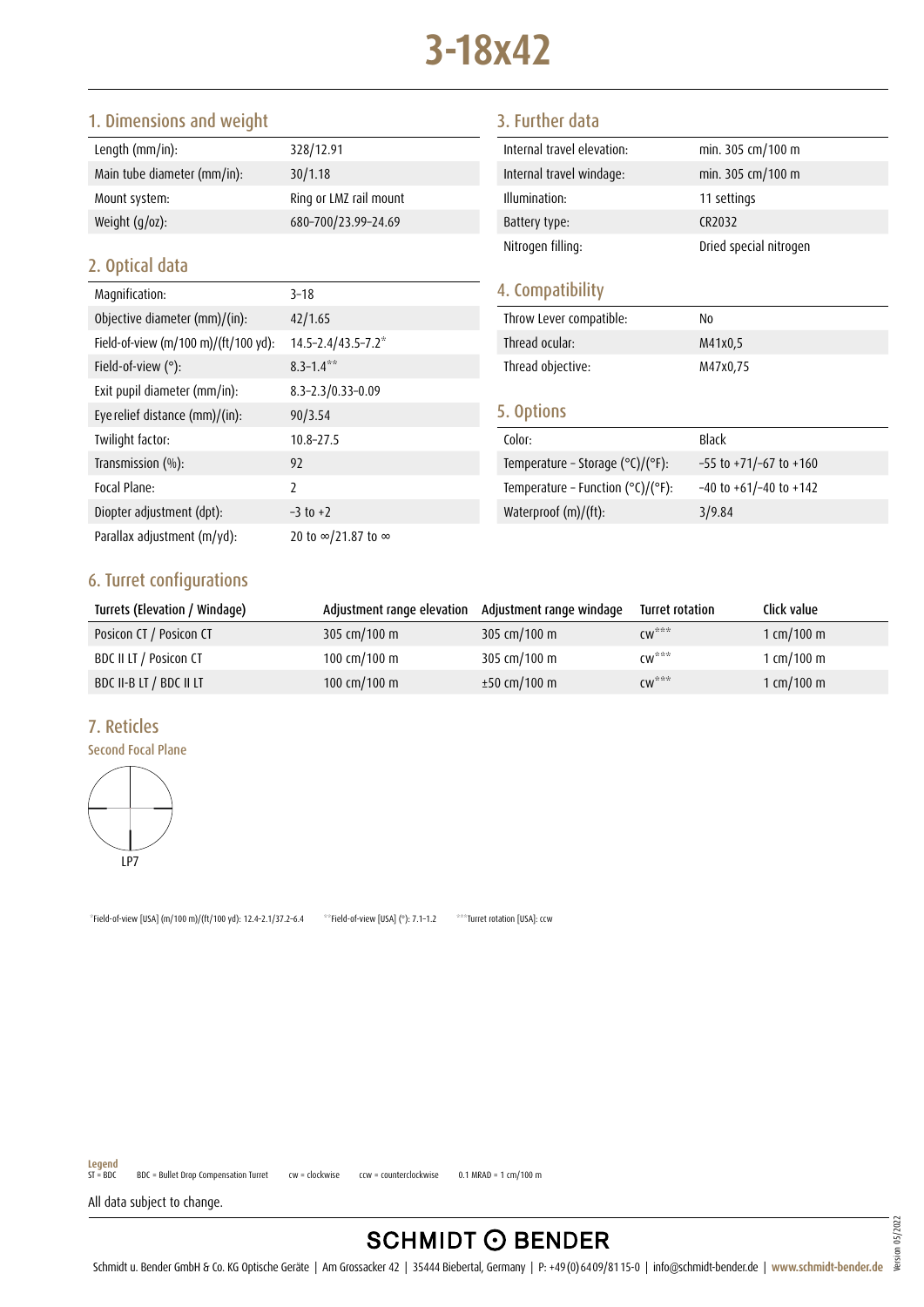# 3-18x42

## 1. Dimensions and weight

| | |
|---|---|
| Length (mm/in): | 328/12.91 |
| Main tube diameter (mm/in): | 30/1.18 |
| Mount system: | Ring or LMZ rail mount |
| Weight (g/oz): | 680–700/23.99–24.69 |

## 2. Optical data

| | |
|---|---|
| Magnification: | 3–18 |
| Objective diameter (mm)/(in): | 42/1.65 |
| Field-of-view (m/100 m)/(ft/100 yd): | 14.5–2.4/43.5–7.2* |
| Field-of-view (°): | 8.3–1.4** |
| Exit pupil diameter (mm/in): | 8.3–2.3/0.33–0.09 |
| Eye relief distance (mm)/(in): | 90/3.54 |
| Twilight factor: | 10.8–27.5 |
| Transmission (%): | 92 |
| Focal Plane: | 2 |
| Diopter adjustment (dpt): | –3 to +2 |
| Parallax adjustment (m/yd): | 20 to ∞/21.87 to ∞ |

## 3. Further data

| | |
|---|---|
| Internal travel elevation: | min. 305 cm/100 m |
| Internal travel windage: | min. 305 cm/100 m |
| Illumination: | 11 settings |
| Battery type: | CR2032 |
| Nitrogen filling: | Dried special nitrogen |

## 4. Compatibility

| | |
|---|---|
| Throw Lever compatible: | No |
| Thread ocular: | M41x0,5 |
| Thread objective: | M47x0,75 |

## 5. Options

| | |
|---|---|
| Color: | Black |
| Temperature – Storage (°C)/(°F): | –55 to +71/–67 to +160 |
| Temperature – Function (°C)/(°F): | –40 to +61/–40 to +142 |
| Waterproof (m)/(ft): | 3/9.84 |

## 6. Turret configurations

| Turrets (Elevation / Windage) | Adjustment range elevation | Adjustment range windage | Turret rotation | Click value |
|---|---|---|---|---|
| Posicon CT / Posicon CT | 305 cm/100 m | 305 cm/100 m | cw*** | 1 cm/100 m |
| BDC II LT / Posicon CT | 100 cm/100 m | 305 cm/100 m | cw*** | 1 cm/100 m |
| BDC II-B LT / BDC II LT | 100 cm/100 m | ±50 cm/100 m | cw*** | 1 cm/100 m |

## 7. Reticles

Second Focal Plane

LP7

*Field-of-view [USA] (m/100 m)/(ft/100 yd): 12.4–2.1/37.2–6.4 **Field-of-view [USA] (°): 7.1–1.2 ***Turret rotation [USA]: ccw

**Legend**
ST = BDC BDC = Bullet Drop Compensation Turret cw = clockwise ccw = counterclockwise 0.1 MRAD = 1 cm/100 m

All data subject to change.

SCHMIDT ⊙ BENDER

Schmidt u. Bender GmbH & Co. KG Optische Geräte | Am Grossacker 42 | 35444 Biebertal, Germany | P: +49 (0) 6409/81 15-0 | info@schmidt-bender.de | **www.schmidt-bender.de**

Version 05/2022